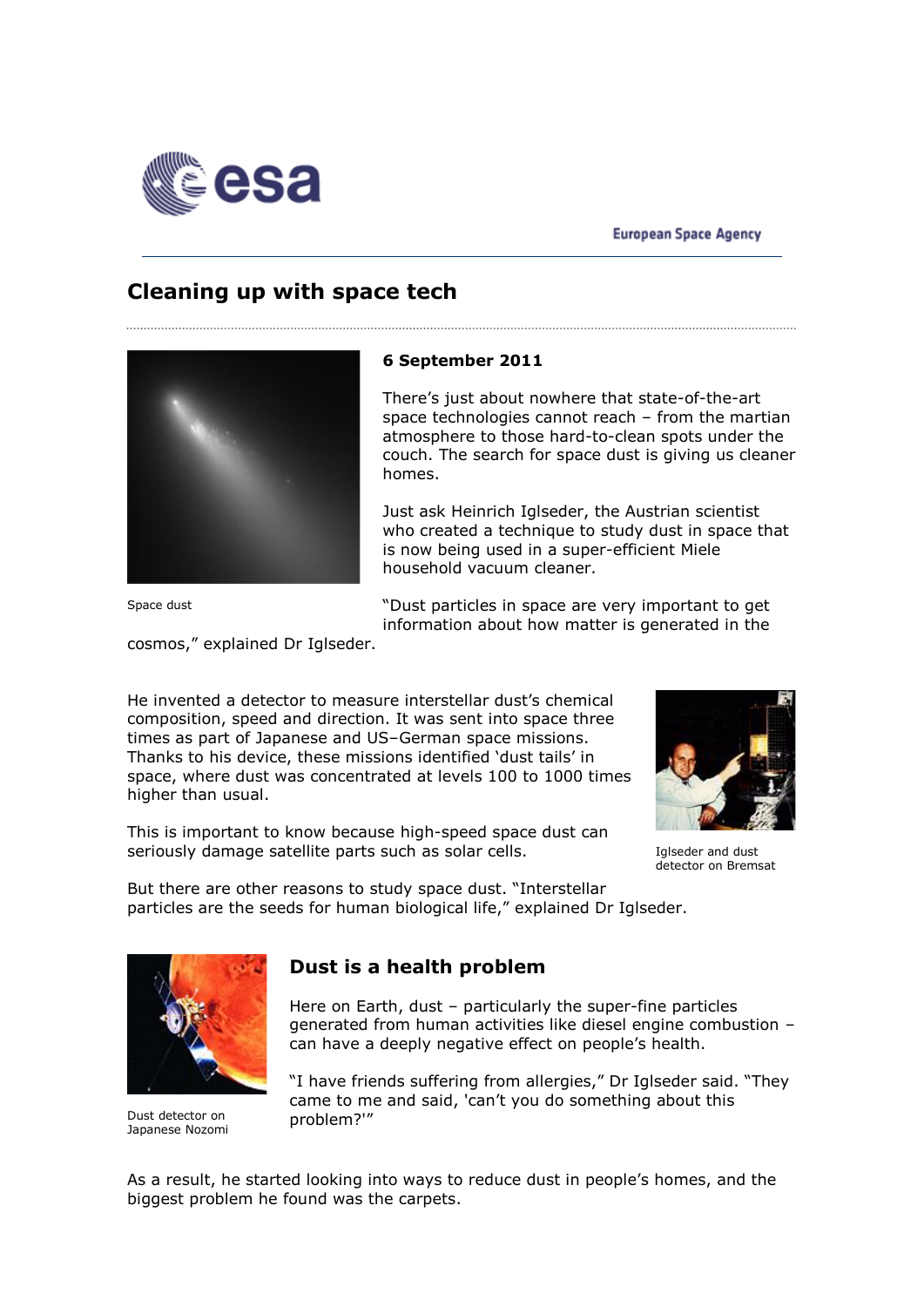European Space Agency

# Cleaning up with space tech

**6 September 2011**

There's just about nowhere that state-of-the-art space technologies cannot reach – from the martian atmosphere to those hard-to-clean spots under the couch. The search for space dust is giving us cleaner homes.

Just ask Heinrich Iglseder, the Austrian scientist who created a technique to study dust in space that is now being used in a super-efficient Miele household vacuum cleaner.

Space dust

"Dust particles in space are very important to get information about how matter is generated in the cosmos," explained Dr Iglseder.

He invented a detector to measure interstellar dust's chemical composition, speed and direction. It was sent into space three times as part of Japanese and US–German space missions. Thanks to his device, these missions identified 'dust tails' in space, where dust was concentrated at levels 100 to 1000 times higher than usual.

Iglseder and dust detector on Bremsat

This is important to know because high-speed space dust can seriously damage satellite parts such as solar cells.

But there are other reasons to study space dust. "Interstellar particles are the seeds for human biological life," explained Dr Iglseder.

Dust detector on Japanese Nozomi

## Dust is a health problem

Here on Earth, dust – particularly the super-fine particles generated from human activities like diesel engine combustion – can have a deeply negative effect on people's health.

"I have friends suffering from allergies," Dr Iglseder said. "They came to me and said, 'can't you do something about this problem?'"

As a result, he started looking into ways to reduce dust in people's homes, and the biggest problem he found was the carpets.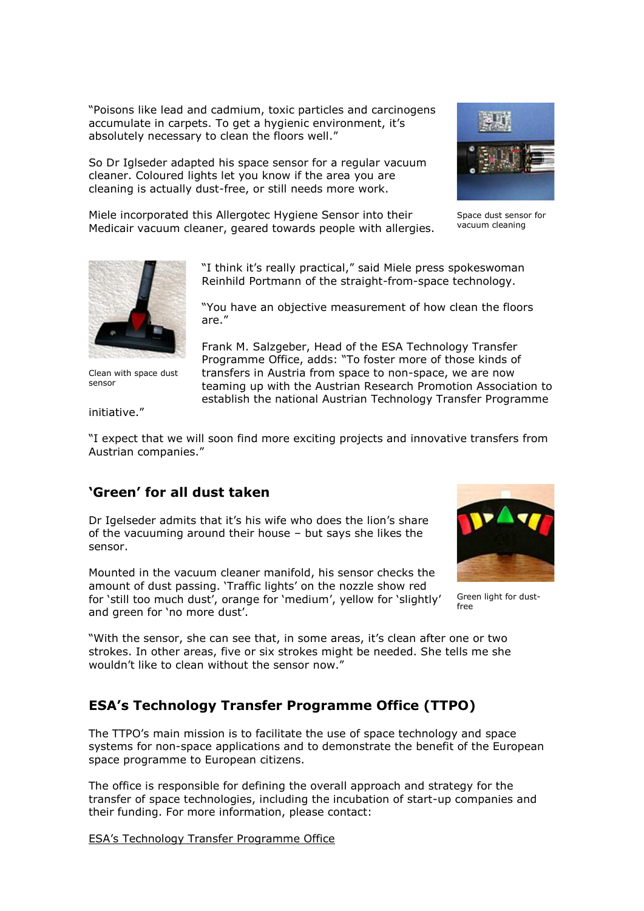"Poisons like lead and cadmium, toxic particles and carcinogens accumulate in carpets. To get a hygienic environment, it's absolutely necessary to clean the floors well."

So Dr Iglseder adapted his space sensor for a regular vacuum cleaner. Coloured lights let you know if the area you are cleaning is actually dust-free, or still needs more work.

Miele incorporated this Allergotec Hygiene Sensor into their Medicair vacuum cleaner, geared towards people with allergies.

Space dust sensor for vacuum cleaning

"I think it's really practical," said Miele press spokeswoman Reinhild Portmann of the straight-from-space technology.

"You have an objective measurement of how clean the floors are."

Clean with space dust sensor

Frank M. Salzgeber, Head of the ESA Technology Transfer Programme Office, adds: "To foster more of those kinds of transfers in Austria from space to non-space, we are now teaming up with the Austrian Research Promotion Association to establish the national Austrian Technology Transfer Programme initiative."

"I expect that we will soon find more exciting projects and innovative transfers from Austrian companies."

## 'Green' for all dust taken

Dr Igelseder admits that it's his wife who does the lion's share of the vacuuming around their house – but says she likes the sensor.

Mounted in the vacuum cleaner manifold, his sensor checks the amount of dust passing. 'Traffic lights' on the nozzle show red for 'still too much dust', orange for 'medium', yellow for 'slightly' and green for 'no more dust'.

Green light for dust-free

"With the sensor, she can see that, in some areas, it's clean after one or two strokes. In other areas, five or six strokes might be needed. She tells me she wouldn't like to clean without the sensor now."

## ESA's Technology Transfer Programme Office (TTPO)

The TTPO's main mission is to facilitate the use of space technology and space systems for non-space applications and to demonstrate the benefit of the European space programme to European citizens.

The office is responsible for defining the overall approach and strategy for the transfer of space technologies, including the incubation of start-up companies and their funding. For more information, please contact:

ESA's Technology Transfer Programme Office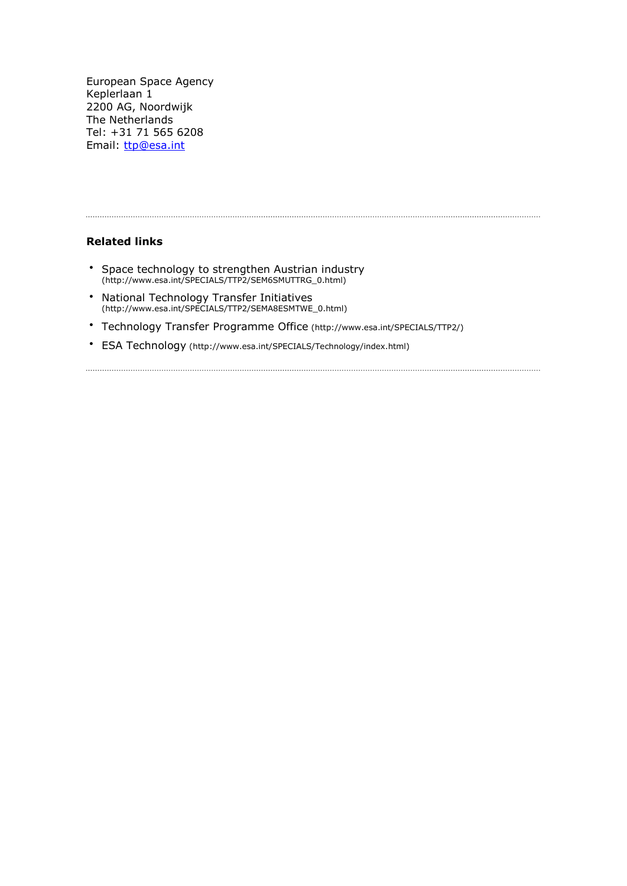European Space Agency
Keplerlaan 1
2200 AG, Noordwijk
The Netherlands
Tel: +31 71 565 6208
Email: ttp@esa.int

---

**Related links**

- Space technology to strengthen Austrian industry (http://www.esa.int/SPECIALS/TTP2/SEM6SMUTTRG_0.html)
- National Technology Transfer Initiatives (http://www.esa.int/SPECIALS/TTP2/SEMA8ESMTWE_0.html)
- Technology Transfer Programme Office (http://www.esa.int/SPECIALS/TTP2/)
- ESA Technology (http://www.esa.int/SPECIALS/Technology/index.html)

---